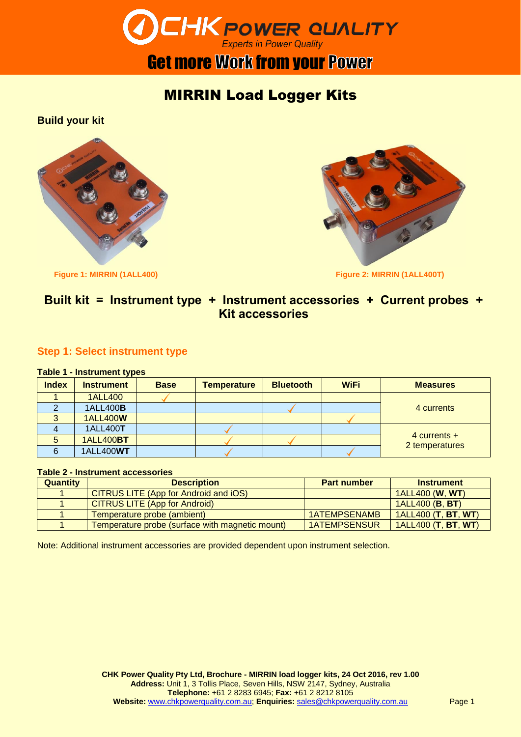CHK POWER QUALITY
*Experts in Power Quality*

Get more Work from your Power

# MIRRIN Load Logger Kits

### Build your kit

Figure 1: MIRRIN (1ALL400)

Figure 2: MIRRIN (1ALL400T)

## Built kit = Instrument type + Instrument accessories + Current probes + Kit accessories

## Step 1: Select instrument type

**Table 1 - Instrument types**

| Index | Instrument | Base | Temperature | Bluetooth | WiFi | Measures |
|---|---|---|---|---|---|---|
| 1 | 1ALL400 | ✓ | | | | 4 currents |
| 2 | 1ALL400**B** | | | ✓ | | |
| 3 | 1ALL400**W** | | | | ✓ | |
| 4 | 1ALL400**T** | | ✓ | | | 4 currents + 2 temperatures |
| 5 | 1ALL400**BT** | | ✓ | ✓ | | |
| 6 | 1ALL400**WT** | | ✓ | | ✓ | |

**Table 2 - Instrument accessories**

| Quantity | Description | Part number | Instrument |
|---|---|---|---|
| 1 | CITRUS LITE (App for Android and iOS) | | 1ALL400 (**W**, **WT**) |
| 1 | CITRUS LITE (App for Android) | | 1ALL400 (**B**, **BT**) |
| 1 | Temperature probe (ambient) | 1ATEMPSENAMB | 1ALL400 (**T**, **BT**, **WT**) |
| 1 | Temperature probe (surface with magnetic mount) | 1ATEMPSENSUR | 1ALL400 (**T**, **BT**, **WT**) |

Note: Additional instrument accessories are provided dependent upon instrument selection.

**CHK Power Quality Pty Ltd, Brochure - MIRRIN load logger kits, 24 Oct 2016, rev 1.00**
**Address:** Unit 1, 3 Tollis Place, Seven Hills, NSW 2147, Sydney, Australia
**Telephone:** +61 2 8283 6945; **Fax:** +61 2 8212 8105
**Website:** www.chkpowerquality.com.au; **Enquiries:** sales@chkpowerquality.com.au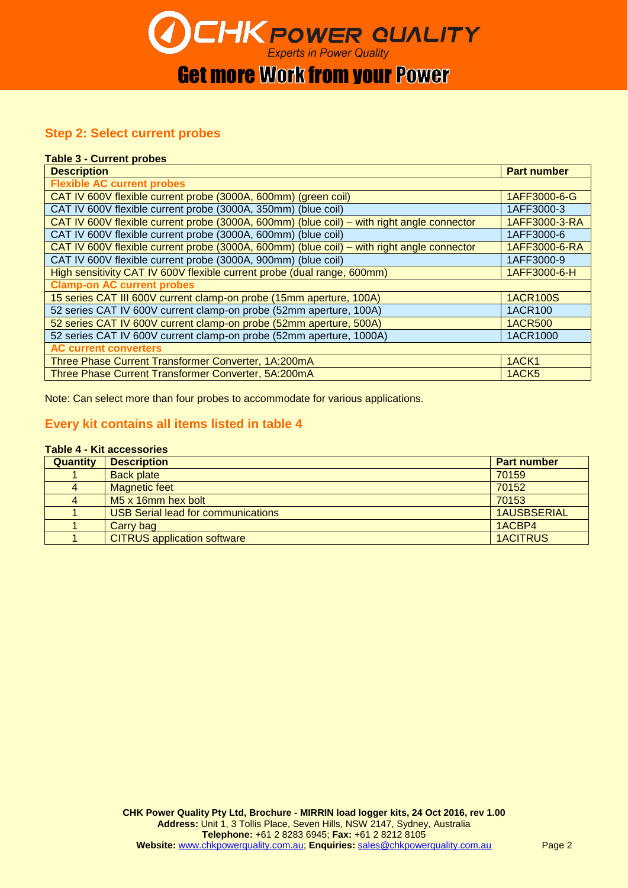## Step 2: Select current probes

**Table 3 - Current probes**

| Description | Part number |
|---|---|
| **Flexible AC current probes** | |
| CAT IV 600V flexible current probe (3000A, 600mm) (green coil) | 1AFF3000-6-G |
| CAT IV 600V flexible current probe (3000A, 350mm) (blue coil) | 1AFF3000-3 |
| CAT IV 600V flexible current probe (3000A, 600mm) (blue coil) – with right angle connector | 1AFF3000-3-RA |
| CAT IV 600V flexible current probe (3000A, 600mm) (blue coil) | 1AFF3000-6 |
| CAT IV 600V flexible current probe (3000A, 600mm) (blue coil) – with right angle connector | 1AFF3000-6-RA |
| CAT IV 600V flexible current probe (3000A, 900mm) (blue coil) | 1AFF3000-9 |
| High sensitivity CAT IV 600V flexible current probe (dual range, 600mm) | 1AFF3000-6-H |
| **Clamp-on AC current probes** | |
| 15 series CAT III 600V current clamp-on probe (15mm aperture, 100A) | 1ACR100S |
| 52 series CAT IV 600V current clamp-on probe (52mm aperture, 100A) | 1ACR100 |
| 52 series CAT IV 600V current clamp-on probe (52mm aperture, 500A) | 1ACR500 |
| 52 series CAT IV 600V current clamp-on probe (52mm aperture, 1000A) | 1ACR1000 |
| **AC current converters** | |
| Three Phase Current Transformer Converter, 1A:200mA | 1ACK1 |
| Three Phase Current Transformer Converter, 5A:200mA | 1ACK5 |

Note: Can select more than four probes to accommodate for various applications.

## Every kit contains all items listed in table 4

**Table 4 - Kit accessories**

| Quantity | Description | Part number |
|---|---|---|
| 1 | Back plate | 70159 |
| 4 | Magnetic feet | 70152 |
| 4 | M5 x 16mm hex bolt | 70153 |
| 1 | USB Serial lead for communications | 1AUSBSERIAL |
| 1 | Carry bag | 1ACBP4 |
| 1 | CITRUS application software | 1ACITRUS |